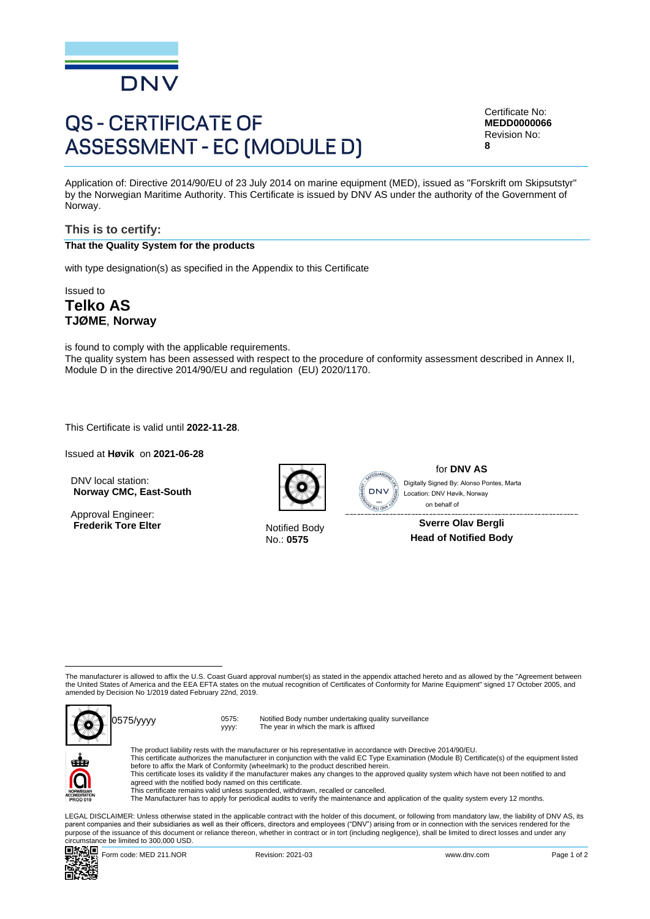DNV

# QS - CERTIFICATE OF ASSESSMENT - EC (MODULE D)

Certificate No:
**MEDD0000066**
Revision No:
**8**

Application of: Directive 2014/90/EU of 23 July 2014 on marine equipment (MED), issued as "Forskrift om Skipsutstyr" by the Norwegian Maritime Authority. This Certificate is issued by DNV AS under the authority of the Government of Norway.

## This is to certify:

**That the Quality System for the products**

with type designation(s) as specified in the Appendix to this Certificate

Issued to

## Telko AS

**TJØME**, **Norway**

is found to comply with the applicable requirements.
The quality system has been assessed with respect to the procedure of conformity assessment described in Annex II, Module D in the directive 2014/90/EU and regulation (EU) 2020/1170.

This Certificate is valid until **2022-11-28**.

Issued at **Høvik** on **2021-06-28**

DNV local station:
**Norway CMC, East-South**

Approval Engineer:
**Frederik Tore Elter**

Notified Body
No.: **0575**

for **DNV AS**

Digitally Signed By: Alonso Pontes, Marta
Location: DNV Høvik, Norway
on behalf of

**Sverre Olav Bergli**
**Head of Notified Body**

The manufacturer is allowed to affix the U.S. Coast Guard approval number(s) as stated in the appendix attached hereto and as allowed by the "Agreement between the United States of America and the EEA EFTA states on the mutual recognition of Certificates of Conformity for Marine Equipment" signed 17 October 2005, and amended by Decision No 1/2019 dated February 22nd, 2019.

0575/yyyy

0575: Notified Body number undertaking quality surveillance
yyyy: The year in which the mark is affixed

The product liability rests with the manufacturer or his representative in accordance with Directive 2014/90/EU.
This certificate authorizes the manufacturer in conjunction with the valid EC Type Examination (Module B) Certificate(s) of the equipment listed before to affix the Mark of Conformity (wheelmark) to the product described herein.
This certificate loses its validity if the manufacturer makes any changes to the approved quality system which have not been notified to and agreed with the notified body named on this certificate.
This certificate remains valid unless suspended, withdrawn, recalled or cancelled.
The Manufacturer has to apply for periodical audits to verify the maintenance and application of the quality system every 12 months.

NORWEGIAN ACCREDITATION PROD 019

LEGAL DISCLAIMER: Unless otherwise stated in the applicable contract with the holder of this document, or following from mandatory law, the liability of DNV AS, its parent companies and their subsidiaries as well as their officers, directors and employees ("DNV") arising from or in connection with the services rendered for the purpose of the issuance of this document or reliance thereon, whether in contract or in tort (including negligence), shall be limited to direct losses and under any circumstance be limited to 300,000 USD.

Form code: MED 211.NOR    Revision: 2021-03    www.dnv.com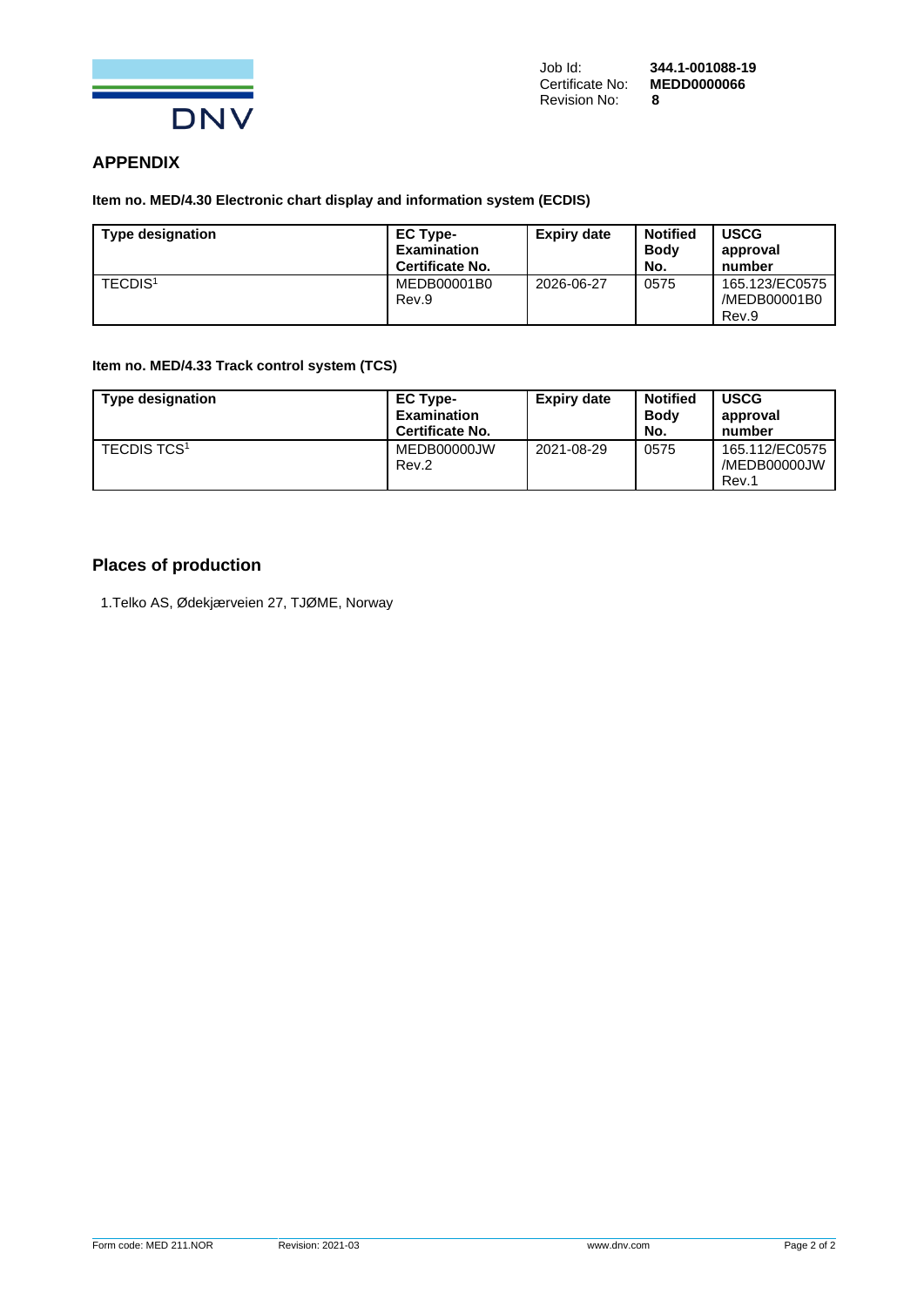Job Id: **344.1-001088-19**
Certificate No: **MEDD0000066**
Revision No: **8**

## APPENDIX

**Item no. MED/4.30 Electronic chart display and information system (ECDIS)**

| Type designation | EC Type-Examination Certificate No. | Expiry date | Notified Body No. | USCG approval number |
|---|---|---|---|---|
| TECDIS[1] | MEDB00001B0 Rev.9 | 2026-06-27 | 0575 | 165.123/EC0575 /MEDB00001B0 Rev.9 |

**Item no. MED/4.33 Track control system (TCS)**

| Type designation | EC Type-Examination Certificate No. | Expiry date | Notified Body No. | USCG approval number |
|---|---|---|---|---|
| TECDIS TCS[1] | MEDB00000JW Rev.2 | 2021-08-29 | 0575 | 165.112/EC0575 /MEDB00000JW Rev.1 |

## Places of production

1.Telko AS, Ødekjærveien 27, TJØME, Norway